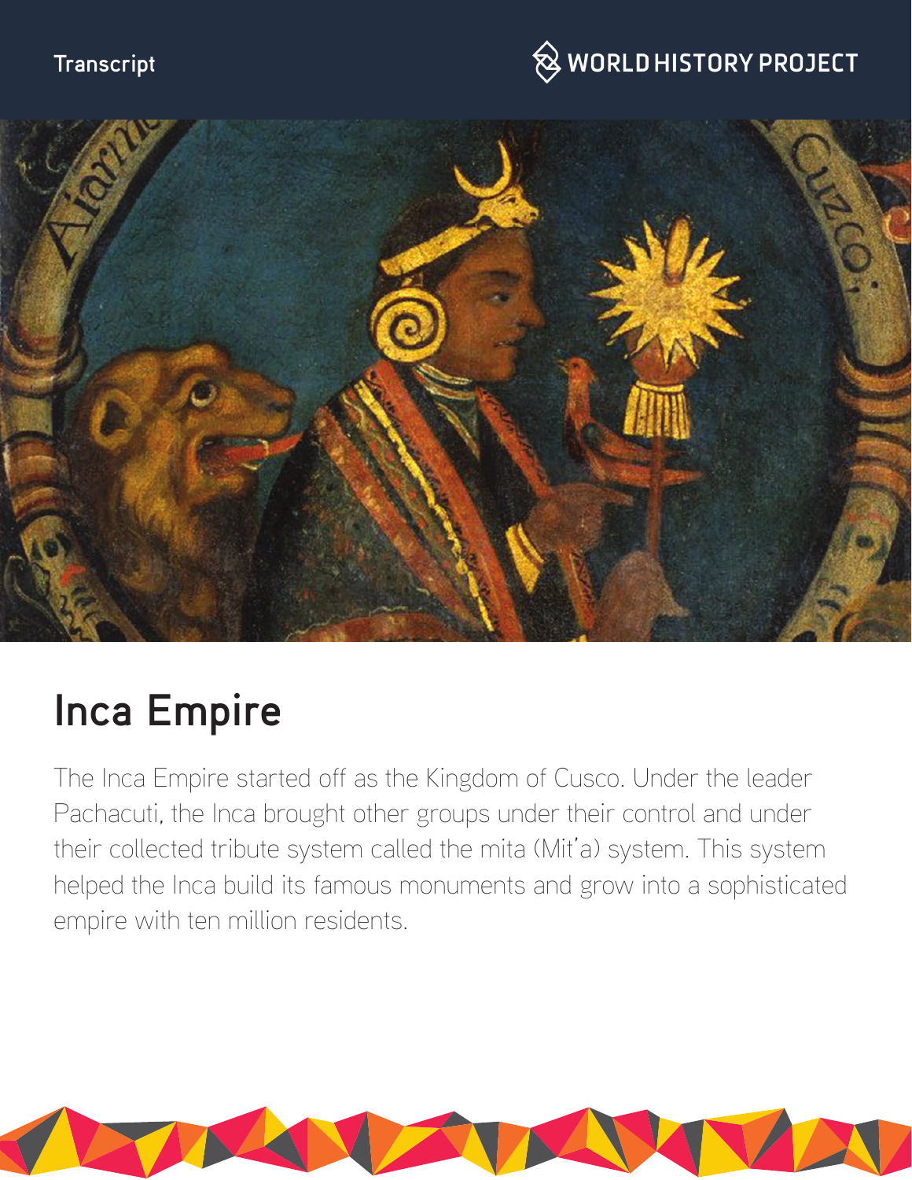Transcript

# Inca Empire

The Inca Empire started off as the Kingdom of Cusco. Under the leader Pachacuti, the Inca brought other groups under their control and under their collected tribute system called the mita (Mit'a) system. This system helped the Inca build its famous monuments and grow into a sophisticated empire with ten million residents.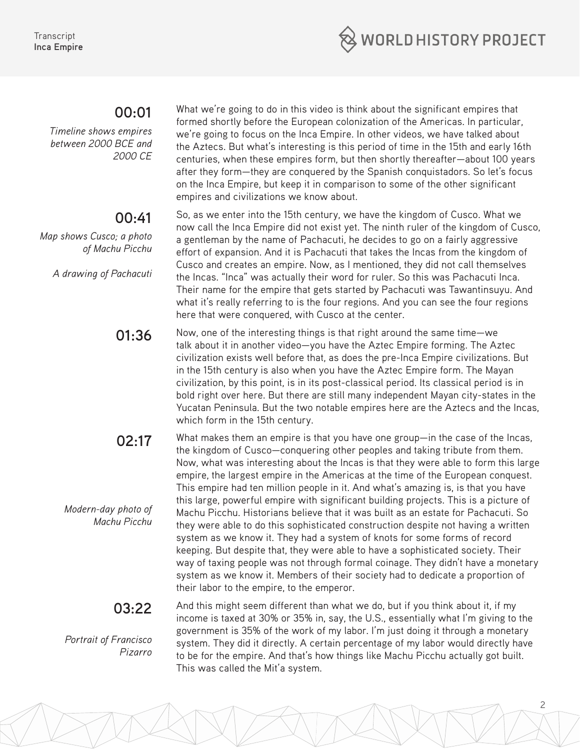**00:01**

*Timeline shows empires between 2000 BCE and 2000 CE*

What we're going to do in this video is think about the significant empires that formed shortly before the European colonization of the Americas. In particular, we're going to focus on the Inca Empire. In other videos, we have talked about the Aztecs. But what's interesting is this period of time in the 15th and early 16th centuries, when these empires form, but then shortly thereafter—about 100 years after they form—they are conquered by the Spanish conquistadors. So let's focus on the Inca Empire, but keep it in comparison to some of the other significant empires and civilizations we know about.

**00:41**

*Map shows Cusco; a photo of Machu Picchu*

*A drawing of Pachacuti*

So, as we enter into the 15th century, we have the kingdom of Cusco. What we now call the Inca Empire did not exist yet. The ninth ruler of the kingdom of Cusco, a gentleman by the name of Pachacuti, he decides to go on a fairly aggressive effort of expansion. And it is Pachacuti that takes the Incas from the kingdom of Cusco and creates an empire. Now, as I mentioned, they did not call themselves the Incas. "Inca" was actually their word for ruler. So this was Pachacuti Inca. Their name for the empire that gets started by Pachacuti was Tawantinsuyu. And what it's really referring to is the four regions. And you can see the four regions here that were conquered, with Cusco at the center.

**01:36**

Now, one of the interesting things is that right around the same time—we talk about it in another video—you have the Aztec Empire forming. The Aztec civilization exists well before that, as does the pre-Inca Empire civilizations. But in the 15th century is also when you have the Aztec Empire form. The Mayan civilization, by this point, is in its post-classical period. Its classical period is in bold right over here. But there are still many independent Mayan city-states in the Yucatan Peninsula. But the two notable empires here are the Aztecs and the Incas, which form in the 15th century.

**02:17**

*Modern-day photo of Machu Picchu*

What makes them an empire is that you have one group—in the case of the Incas, the kingdom of Cusco—conquering other peoples and taking tribute from them. Now, what was interesting about the Incas is that they were able to form this large empire, the largest empire in the Americas at the time of the European conquest. This empire had ten million people in it. And what's amazing is, is that you have this large, powerful empire with significant building projects. This is a picture of Machu Picchu. Historians believe that it was built as an estate for Pachacuti. So they were able to do this sophisticated construction despite not having a written system as we know it. They had a system of knots for some forms of record keeping. But despite that, they were able to have a sophisticated society. Their way of taxing people was not through formal coinage. They didn't have a monetary system as we know it. Members of their society had to dedicate a proportion of their labor to the empire, to the emperor.

**03:22**

*Portrait of Francisco Pizarro*

And this might seem different than what we do, but if you think about it, if my income is taxed at 30% or 35% in, say, the U.S., essentially what I'm giving to the government is 35% of the work of my labor. I'm just doing it through a monetary system. They did it directly. A certain percentage of my labor would directly have to be for the empire. And that's how things like Machu Picchu actually got built. This was called the Mit'a system.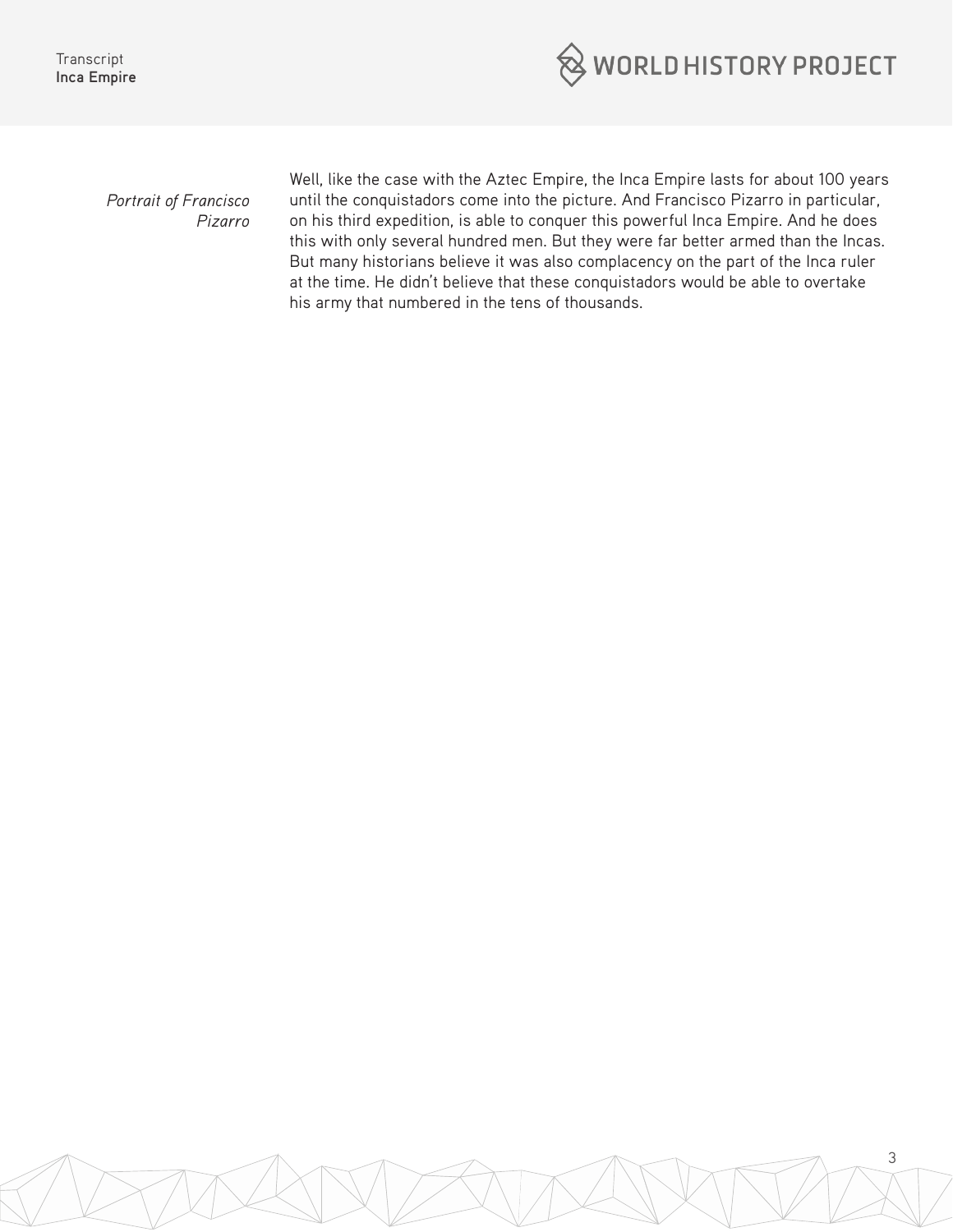*Portrait of Francisco Pizarro*

Well, like the case with the Aztec Empire, the Inca Empire lasts for about 100 years until the conquistadors come into the picture. And Francisco Pizarro in particular, on his third expedition, is able to conquer this powerful Inca Empire. And he does this with only several hundred men. But they were far better armed than the Incas. But many historians believe it was also complacency on the part of the Inca ruler at the time. He didn't believe that these conquistadors would be able to overtake his army that numbered in the tens of thousands.